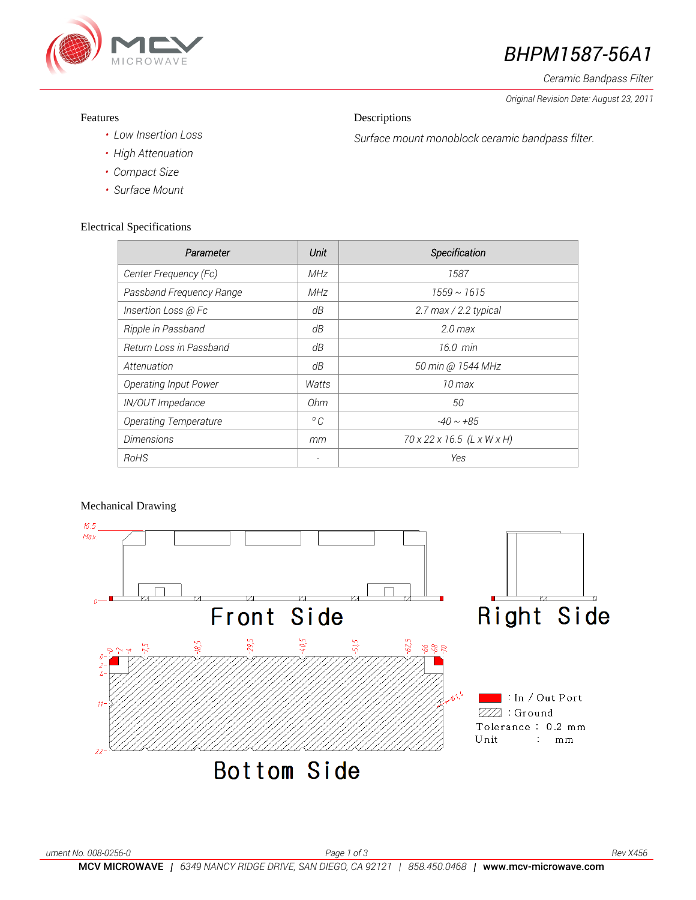# BHPM1587-56A1

*Ceramic Bandpass Filter*

*Original Revision Date: August 23, 2011*

## Features

- *Low Insertion Loss*
- *High Attenuation*
- *Compact Size*
- *Surface Mount*

## Descriptions

*Surface mount monoblock ceramic bandpass filter.*

## Electrical Specifications

| Parameter | Unit | Specification |
|---|---|---|
| Center Frequency (Fc) | MHz | 1587 |
| Passband Frequency Range | MHz | 1559 ~ 1615 |
| Insertion Loss @ Fc | dB | 2.7 max / 2.2 typical |
| Ripple in Passband | dB | 2.0 max |
| Return Loss in Passband | dB | 16.0 min |
| Attenuation | dB | 50 min @ 1544 MHz |
| Operating Input Power | Watts | 10 max |
| IN/OUT Impedance | Ohm | 50 |
| Operating Temperature | °C | -40 ~ +85 |
| Dimensions | mm | 70 x 22 x 16.5 (L x W x H) |
| RoHS | - | Yes |

## Mechanical Drawing

Front Side

Right Side

Bottom Side

: In / Out Port

: Ground

Tolerance : 0.2 mm

Unit : mm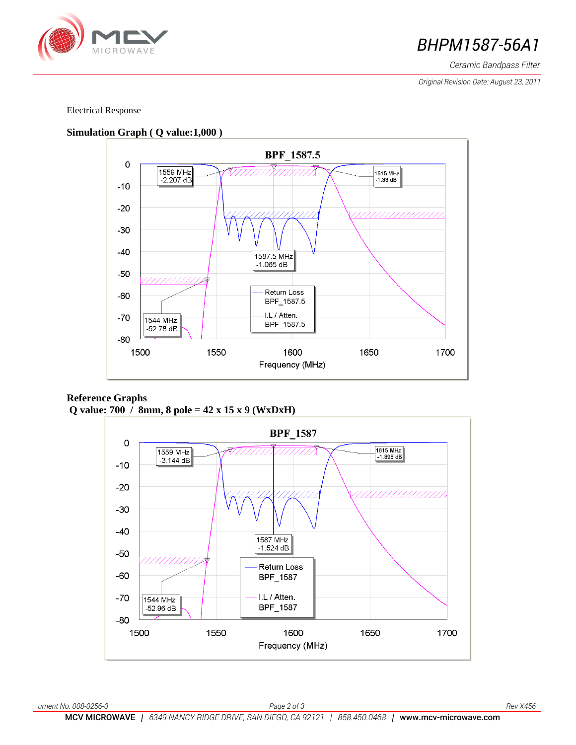Electrical Response

**Simulation Graph ( Q value:1,000 )**

**Reference Graphs**

**Q value: 700 / 8mm, 8 pole = 42 x 15 x 9 (WxDxH)**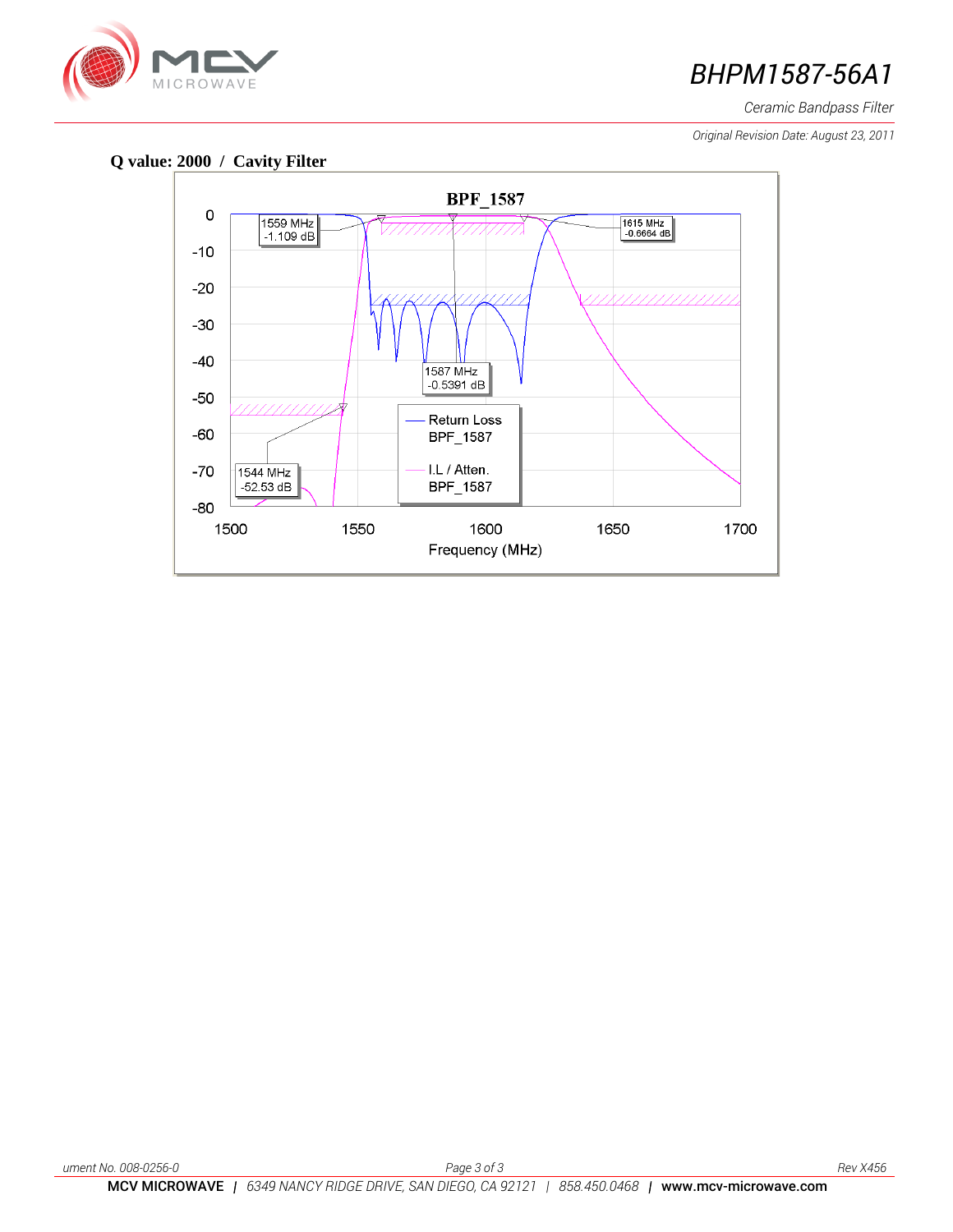**Q value: 2000 / Cavity Filter**

BPF_1587

0
-10
-20
-30
-40
-50
-60
-70
-80

1500
1550
1600
1650
1700

Frequency (MHz)

1559 MHz
-1.109 dB

1615 MHz
-0.6664 dB

1587 MHz
-0.5391 dB

1544 MHz
-52.53 dB

Return Loss
BPF_1587

I.L / Atten.
BPF_1587